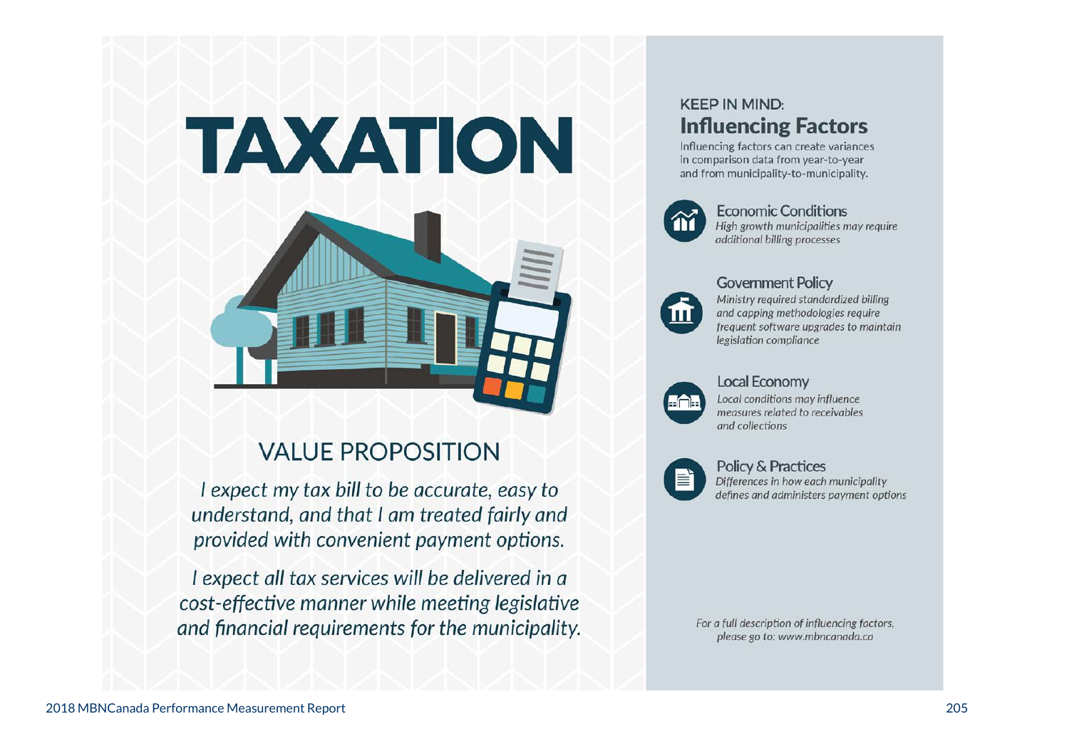# TAXATION

## VALUE PROPOSITION

*I expect my tax bill to be accurate, easy to understand, and that I am treated fairly and provided with convenient payment options.*

*I expect all tax services will be delivered in a cost-effective manner while meeting legislative and financial requirements for the municipality.*

KEEP IN MIND:

## Influencing Factors

Influencing factors can create variances in comparison data from year-to-year and from municipality-to-municipality.

### Economic Conditions

*High growth municipalities may require additional billing processes*

### Government Policy

*Ministry required standardized billing and capping methodologies require frequent software upgrades to maintain legislation compliance*

### Local Economy

*Local conditions may influence measures related to receivables and collections*

### Policy & Practices

*Differences in how each municipality defines and administers payment options*

*For a full description of influencing factors, please go to: www.mbncanada.ca*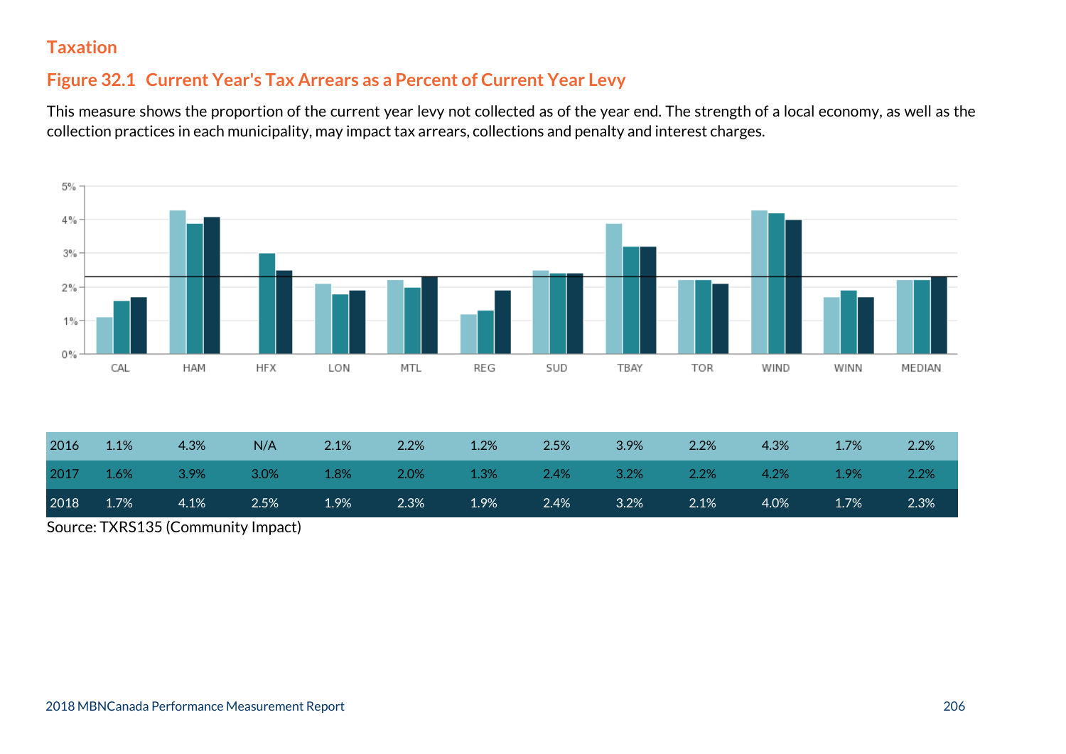## Taxation

### Figure 32.1 Current Year's Tax Arrears as a Percent of Current Year Levy

This measure shows the proportion of the current year levy not collected as of the year end. The strength of a local economy, as well as the collection practices in each municipality, may impact tax arrears, collections and penalty and interest charges.

| | CAL | HAM | HFX | LON | MTL | REG | SUD | TBAY | TOR | WIND | WINN | MEDIAN |
|---|---|---|---|---|---|---|---|---|---|---|---|---|
| 2016 | 1.1% | 4.3% | N/A | 2.1% | 2.2% | 1.2% | 2.5% | 3.9% | 2.2% | 4.3% | 1.7% | 2.2% |
| 2017 | 1.6% | 3.9% | 3.0% | 1.8% | 2.0% | 1.3% | 2.4% | 3.2% | 2.2% | 4.2% | 1.9% | 2.2% |
| 2018 | 1.7% | 4.1% | 2.5% | 1.9% | 2.3% | 1.9% | 2.4% | 3.2% | 2.1% | 4.0% | 1.7% | 2.3% |

Source: TXRS135 (Community Impact)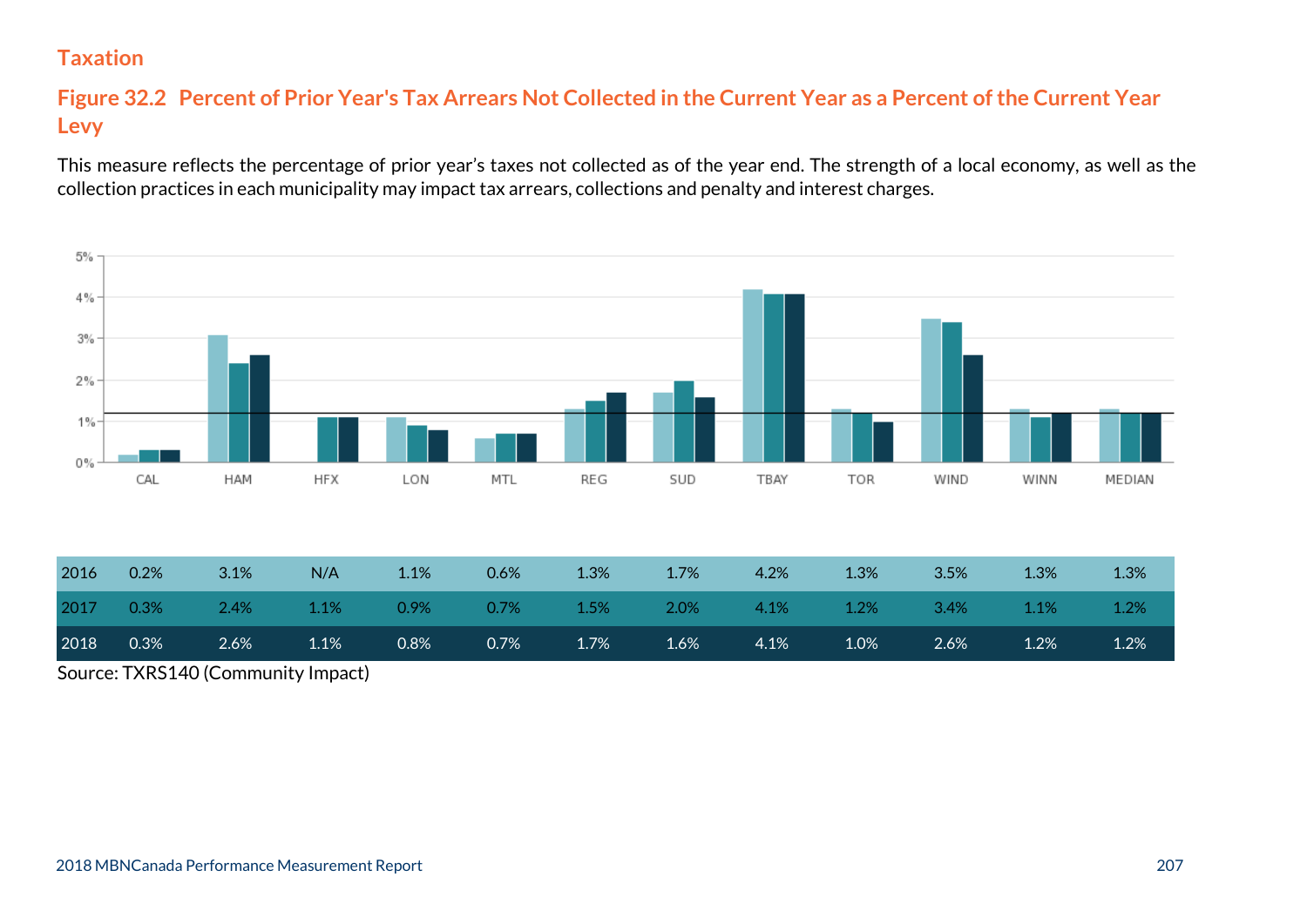## Taxation

### Figure 32.2 Percent of Prior Year's Tax Arrears Not Collected in the Current Year as a Percent of the Current Year Levy

This measure reflects the percentage of prior year's taxes not collected as of the year end. The strength of a local economy, as well as the collection practices in each municipality may impact tax arrears, collections and penalty and interest charges.

| | CAL | HAM | HFX | LON | MTL | REG | SUD | TBAY | TOR | WIND | WINN | MEDIAN |
|---|---|---|---|---|---|---|---|---|---|---|---|---|
| 2016 | 0.2% | 3.1% | N/A | 1.1% | 0.6% | 1.3% | 1.7% | 4.2% | 1.3% | 3.5% | 1.3% | 1.3% |
| 2017 | 0.3% | 2.4% | 1.1% | 0.9% | 0.7% | 1.5% | 2.0% | 4.1% | 1.2% | 3.4% | 1.1% | 1.2% |
| 2018 | 0.3% | 2.6% | 1.1% | 0.8% | 0.7% | 1.7% | 1.6% | 4.1% | 1.0% | 2.6% | 1.2% | 1.2% |

Source: TXRS140 (Community Impact)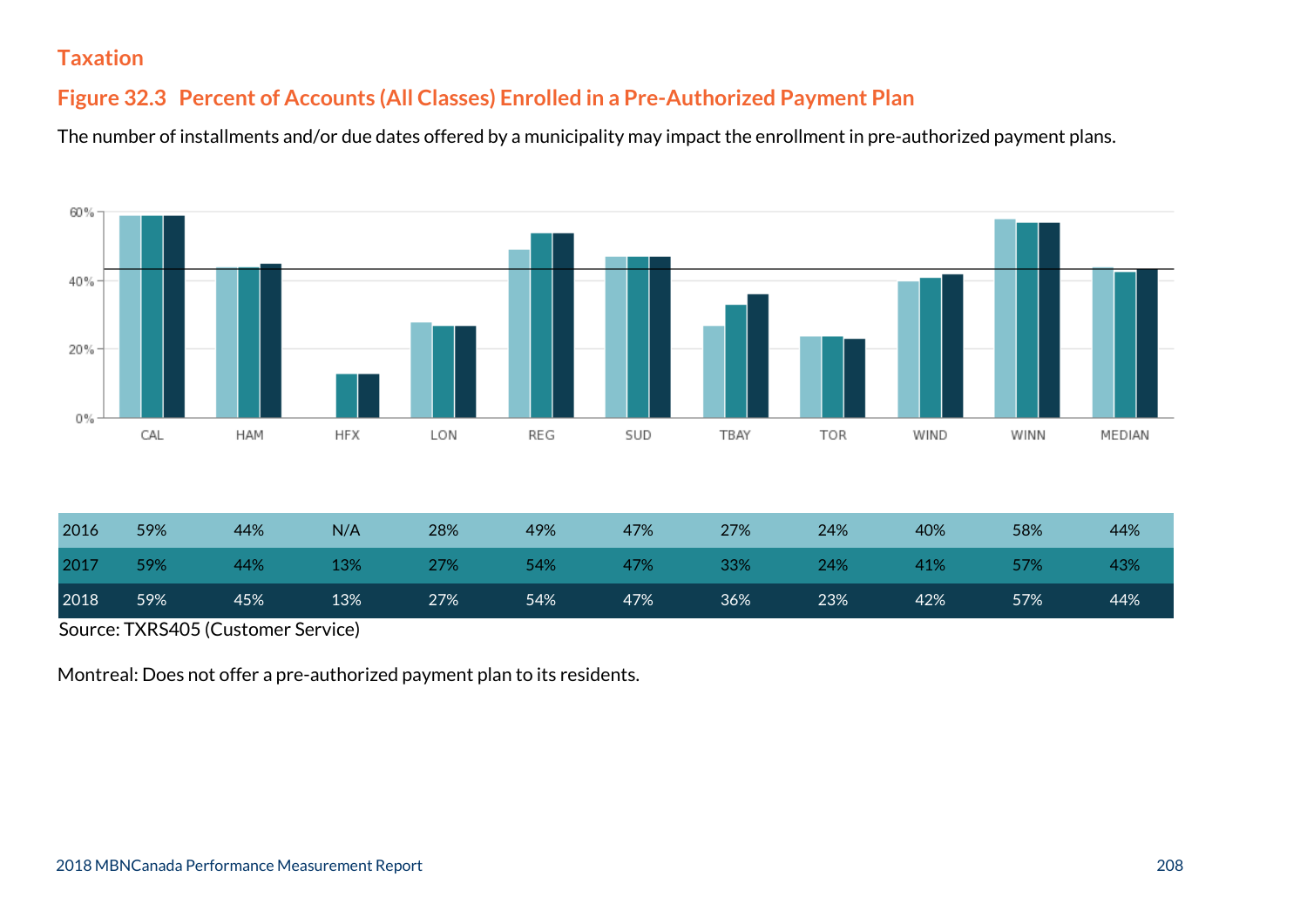## Taxation

### Figure 32.3 Percent of Accounts (All Classes) Enrolled in a Pre-Authorized Payment Plan

The number of installments and/or due dates offered by a municipality may impact the enrollment in pre-authorized payment plans.

| | CAL | HAM | HFX | LON | REG | SUD | TBAY | TOR | WIND | WINN | MEDIAN |
|---|---|---|---|---|---|---|---|---|---|---|---|
| 2016 | 59% | 44% | N/A | 28% | 49% | 47% | 27% | 24% | 40% | 58% | 44% |
| 2017 | 59% | 44% | 13% | 27% | 54% | 47% | 33% | 24% | 41% | 57% | 43% |
| 2018 | 59% | 45% | 13% | 27% | 54% | 47% | 36% | 23% | 42% | 57% | 44% |

Source: TXRS405 (Customer Service)

Montreal: Does not offer a pre-authorized payment plan to its residents.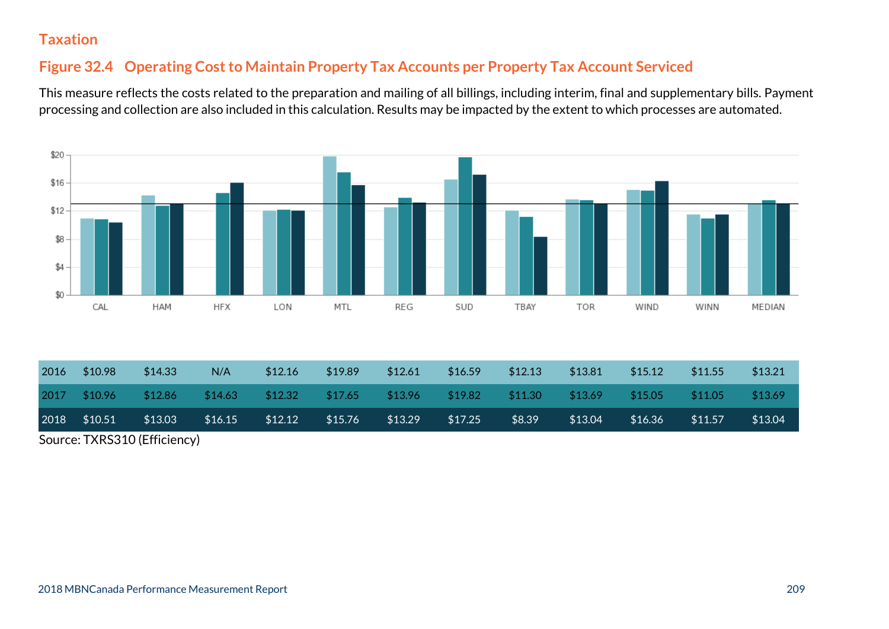## Taxation

### Figure 32.4 Operating Cost to Maintain Property Tax Accounts per Property Tax Account Serviced

This measure reflects the costs related to the preparation and mailing of all billings, including interim, final and supplementary bills. Payment processing and collection are also included in this calculation. Results may be impacted by the extent to which processes are automated.

$20
$16
$12
$8
$4
$0

CAL HAM HFX LON MTL REG SUD TBAY TOR WIND WINN MEDIAN

| | CAL | HAM | HFX | LON | MTL | REG | SUD | TBAY | TOR | WIND | WINN | MEDIAN |
|---|---|---|---|---|---|---|---|---|---|---|---|---|
| 2016 | $10.98 | $14.33 | N/A | $12.16 | $19.89 | $12.61 | $16.59 | $12.13 | $13.81 | $15.12 | $11.55 | $13.21 |
| 2017 | $10.96 | $12.86 | $14.63 | $12.32 | $17.65 | $13.96 | $19.82 | $11.30 | $13.69 | $15.05 | $11.05 | $13.69 |
| 2018 | $10.51 | $13.03 | $16.15 | $12.12 | $15.76 | $13.29 | $17.25 | $8.39 | $13.04 | $16.36 | $11.57 | $13.04 |

Source: TXRS310 (Efficiency)